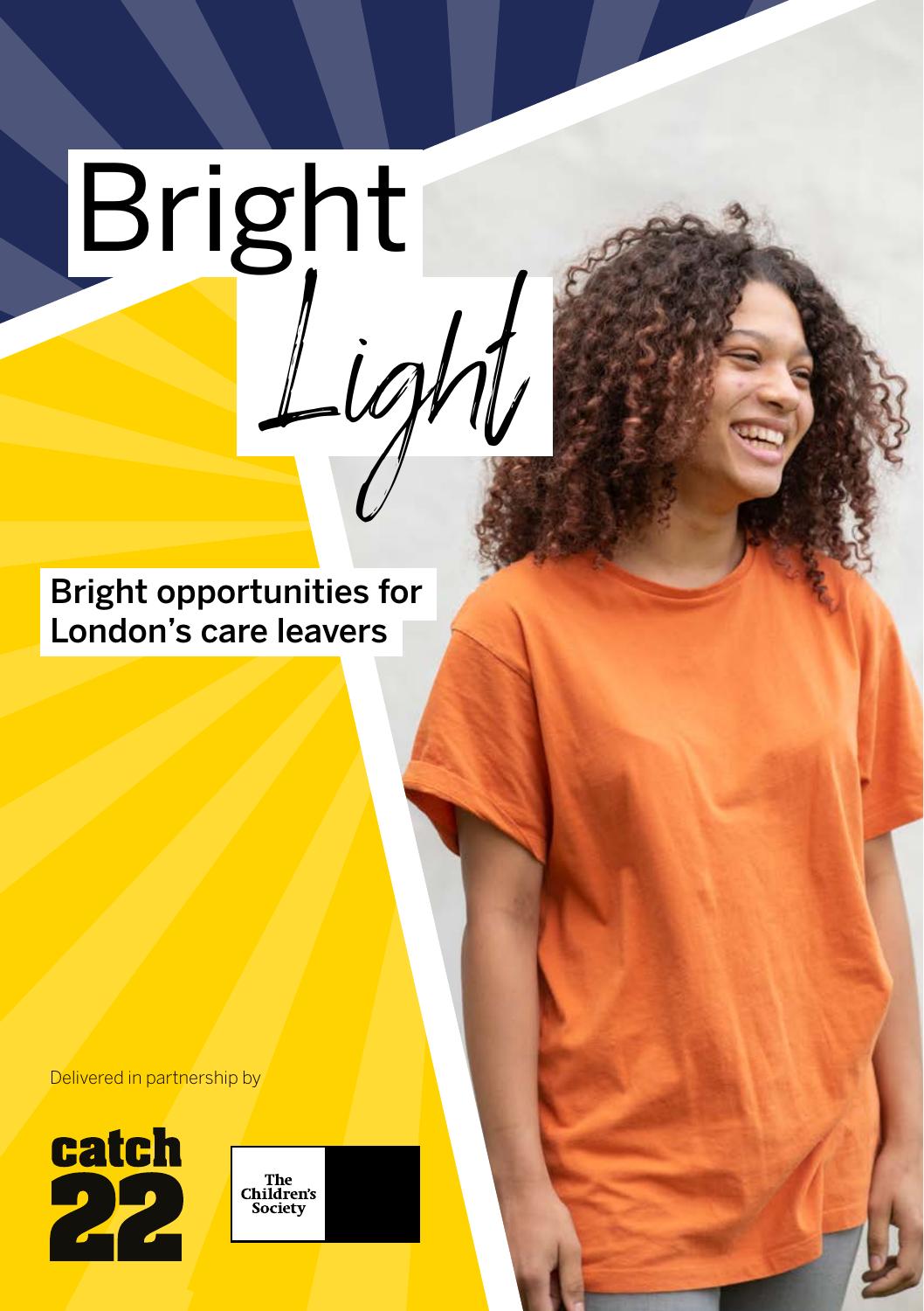# Bright Light

## Bright opportunities for London's care leavers

Delivered in partnership by

catch 22

The Children's Society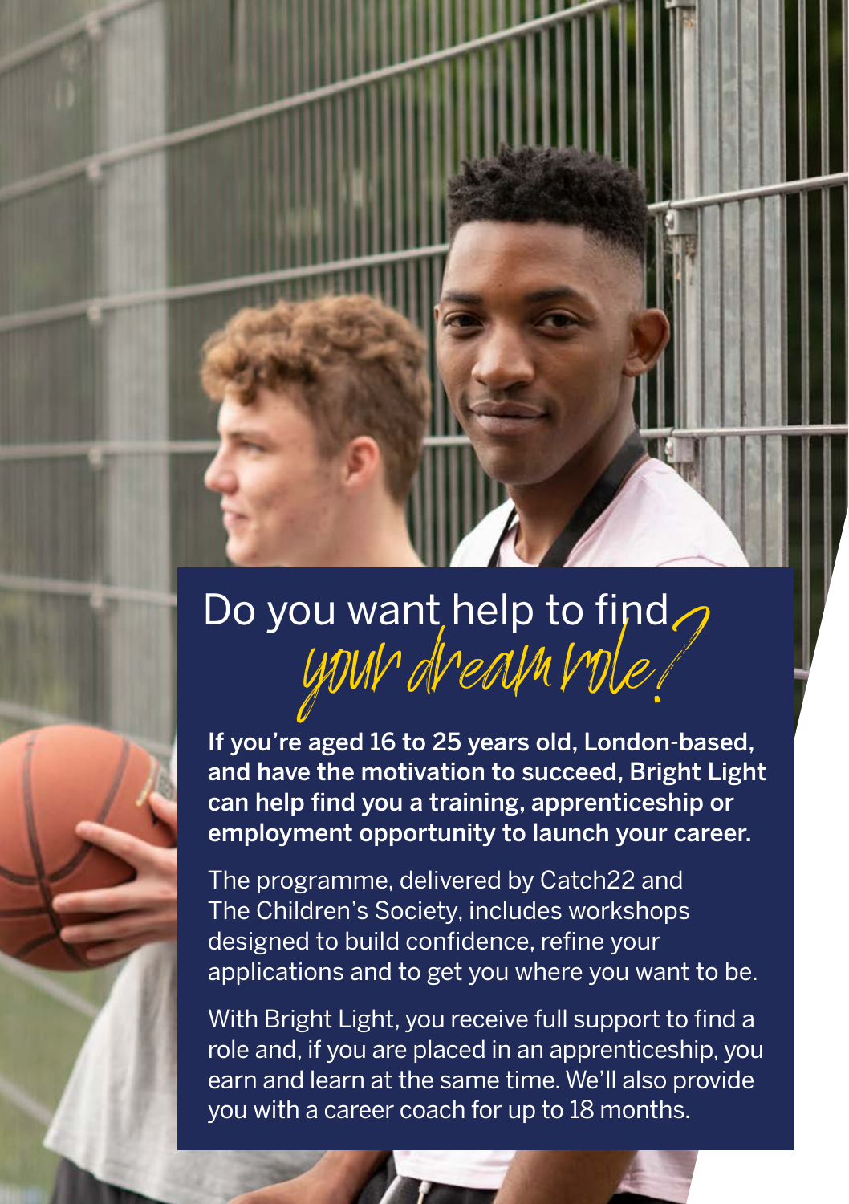# Do you want help to find *your dream role?*

**If you're aged 16 to 25 years old, London-based, and have the motivation to succeed, Bright Light can help find you a training, apprenticeship or employment opportunity to launch your career.**

The programme, delivered by Catch22 and The Children's Society, includes workshops designed to build confidence, refine your applications and to get you where you want to be.

With Bright Light, you receive full support to find a role and, if you are placed in an apprenticeship, you earn and learn at the same time. We'll also provide you with a career coach for up to 18 months.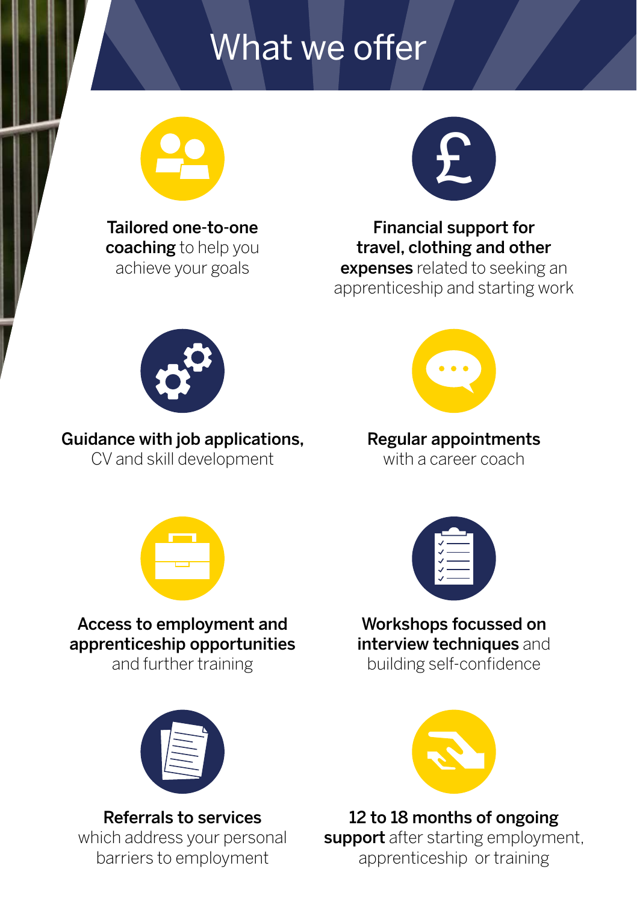# What we offer

**Tailored one-to-one coaching** to help you achieve your goals

**Financial support for travel, clothing and other expenses** related to seeking an apprenticeship and starting work

**Guidance with job applications,** CV and skill development

**Regular appointments** with a career coach

**Access to employment and apprenticeship opportunities** and further training

**Workshops focussed on interview techniques** and building self-confidence

**Referrals to services** which address your personal barriers to employment

**12 to 18 months of ongoing support** after starting employment, apprenticeship or training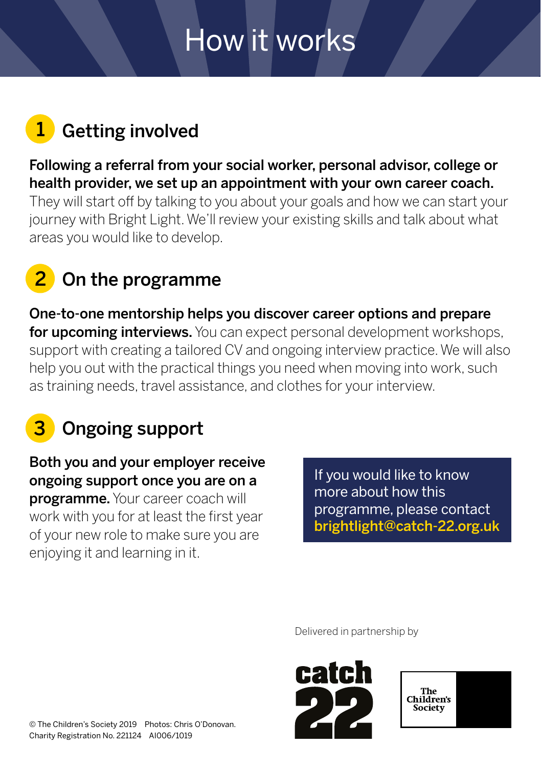# How it works

## 1 Getting involved

**Following a referral from your social worker, personal advisor, college or health provider, we set up an appointment with your own career coach.** They will start off by talking to you about your goals and how we can start your journey with Bright Light. We'll review your existing skills and talk about what areas you would like to develop.

## 2 On the programme

**One-to-one mentorship helps you discover career options and prepare for upcoming interviews.** You can expect personal development workshops, support with creating a tailored CV and ongoing interview practice. We will also help you out with the practical things you need when moving into work, such as training needs, travel assistance, and clothes for your interview.

## 3 Ongoing support

**Both you and your employer receive ongoing support once you are on a programme.** Your career coach will work with you for at least the first year of your new role to make sure you are enjoying it and learning in it.

If you would like to know more about how this programme, please contact **brightlight@catch-22.org.uk**

Delivered in partnership by

catch 22

The Children's Society

© The Children's Society 2019 Photos: Chris O'Donovan.
Charity Registration No. 221124 AI006/1019